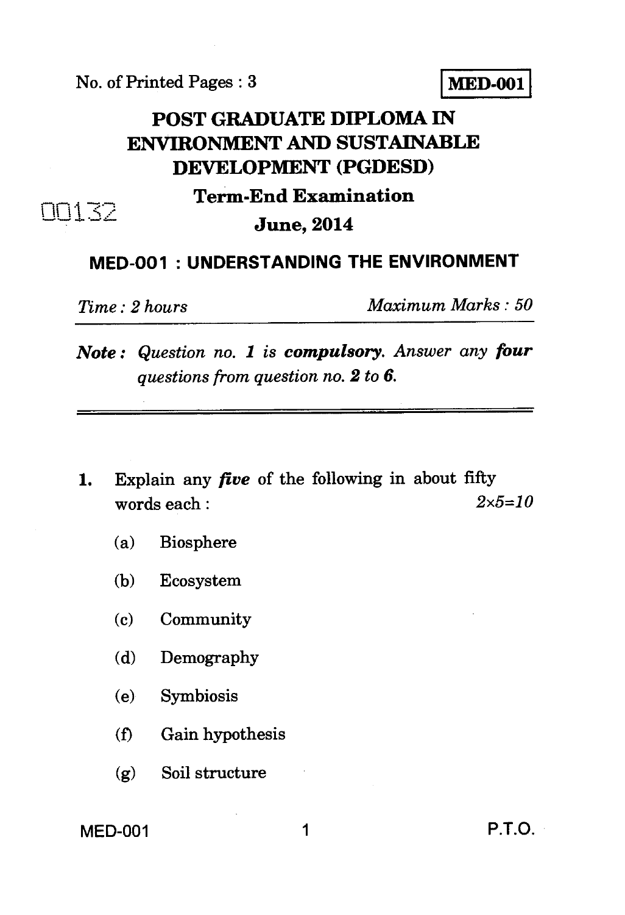No. of Printed Pages : 3

**MED-001**

# POST GRADUATE DIPLOMA IN ENVIRONMENT AND SUSTAINABLE DEVELOPMENT (PGDESD)

## Term-End Examination

00132

## June, 2014

## MED-001 : UNDERSTANDING THE ENVIRONMENT

*Time : 2 hours* *Maximum Marks : 50*

***Note :*** *Question no.* ***1*** *is* ***compulsory****. Answer any* ***four*** *questions from question no.* ***2*** *to* ***6****.*

---

1. Explain any ***five*** of the following in about fifty words each : *2×5=10*

   (a) Biosphere

   (b) Ecosystem

   (c) Community

   (d) Demography

   (e) Symbiosis

   (f) Gain hypothesis

   (g) Soil structure

P.T.O.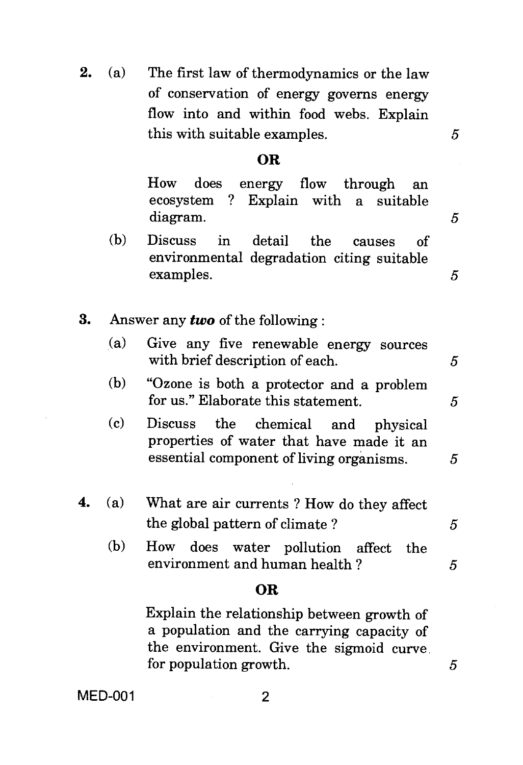2. (a) The first law of thermodynamics or the law of conservation of energy governs energy flow into and within food webs. Explain this with suitable examples. 5

**OR**

How does energy flow through an ecosystem ? Explain with a suitable diagram. 5

(b) Discuss in detail the causes of environmental degradation citing suitable examples. 5

3. Answer any ***two*** of the following :

(a) Give any five renewable energy sources with brief description of each. 5

(b) "Ozone is both a protector and a problem for us." Elaborate this statement. 5

(c) Discuss the chemical and physical properties of water that have made it an essential component of living organisms. 5

4. (a) What are air currents ? How do they affect the global pattern of climate ? 5

(b) How does water pollution affect the environment and human health ? 5

**OR**

Explain the relationship between growth of a population and the carrying capacity of the environment. Give the sigmoid curve for population growth. 5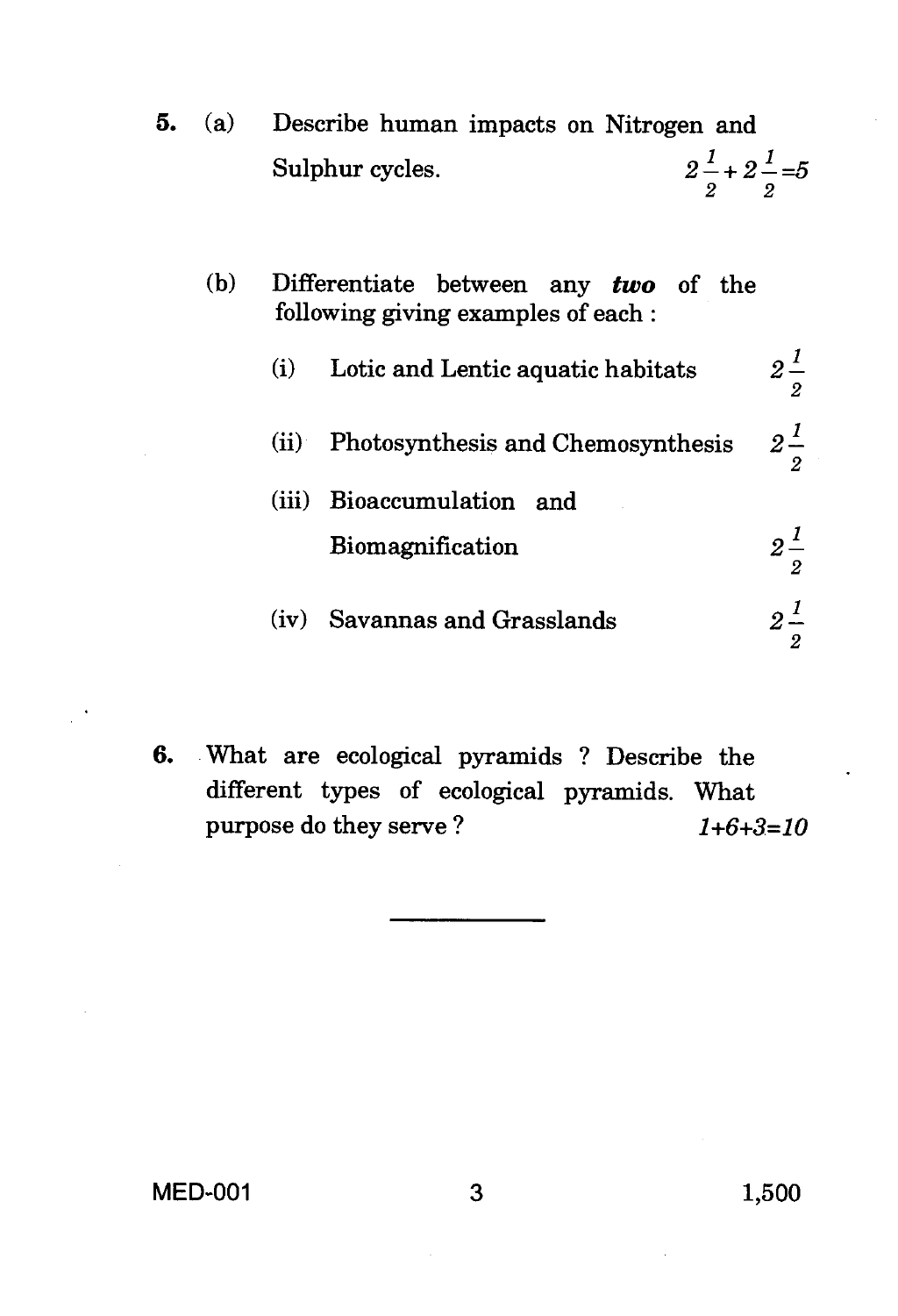5. (a) Describe human impacts on Nitrogen and Sulphur cycles. $2\frac{1}{2}+2\frac{1}{2}=5$

(b) Differentiate between any ***two*** of the following giving examples of each :

(i) Lotic and Lentic aquatic habitats $2\frac{1}{2}$

(ii) Photosynthesis and Chemosynthesis $2\frac{1}{2}$

(iii) Bioaccumulation and Biomagnification $2\frac{1}{2}$

(iv) Savannas and Grasslands $2\frac{1}{2}$

6. What are ecological pyramids ? Describe the different types of ecological pyramids. What purpose do they serve ? $1+6+3=10$

---

MED-001 1,500